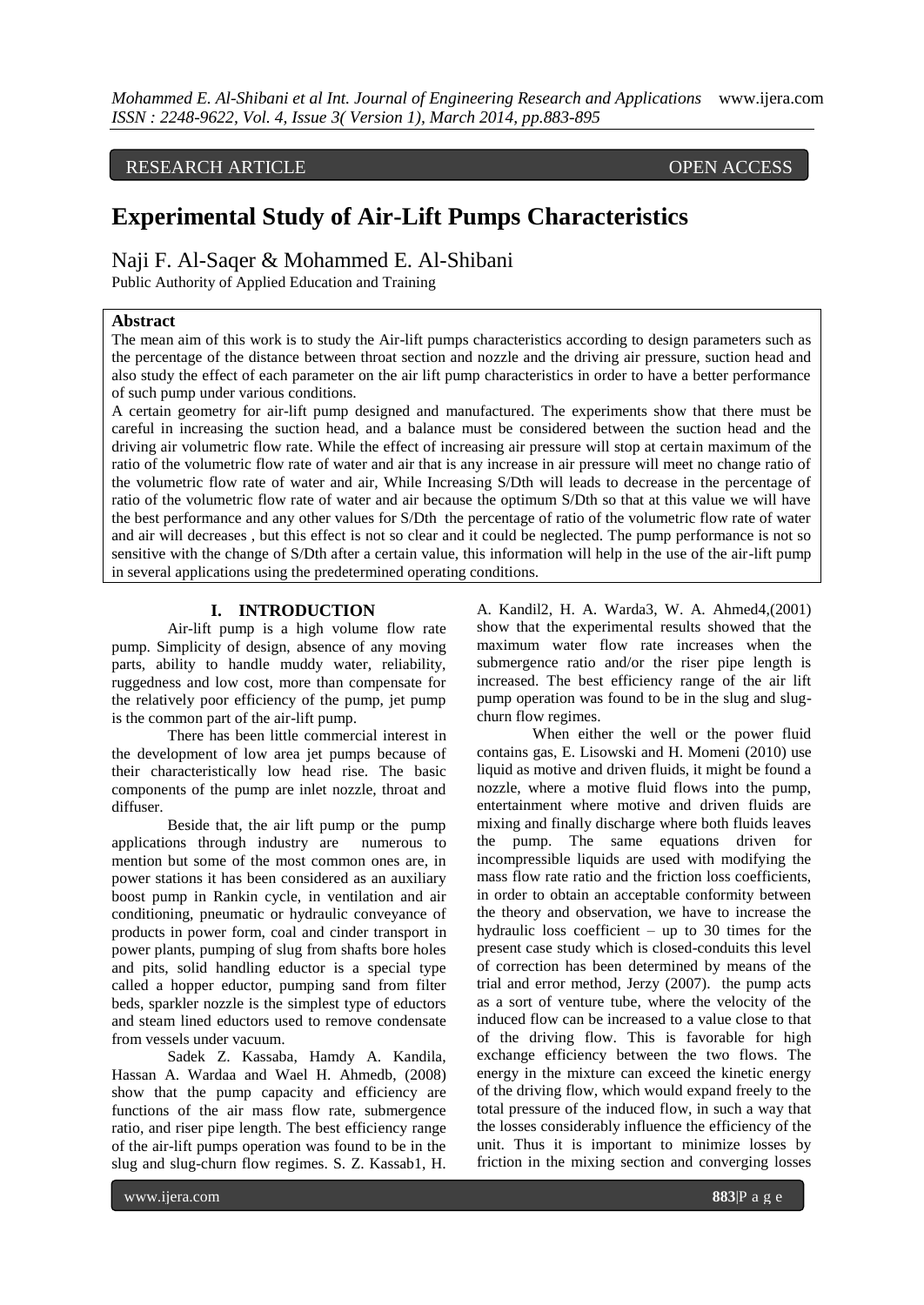RESEARCH ARTICLE OPEN ACCESS

# Experimental Study of Air-Lift Pumps Characteristics

Naji F. Al-Saqer & Mohammed E. Al-Shibani

Public Authority of Applied Education and Training

## Abstract

The mean aim of this work is to study the Air-lift pumps characteristics according to design parameters such as the percentage of the distance between throat section and nozzle and the driving air pressure, suction head and also study the effect of each parameter on the air lift pump characteristics in order to have a better performance of such pump under various conditions.

A certain geometry for air-lift pump designed and manufactured. The experiments show that there must be careful in increasing the suction head, and a balance must be considered between the suction head and the driving air volumetric flow rate. While the effect of increasing air pressure will stop at certain maximum of the ratio of the volumetric flow rate of water and air that is any increase in air pressure will meet no change ratio of the volumetric flow rate of water and air, While Increasing S/Dth will leads to decrease in the percentage of ratio of the volumetric flow rate of water and air because the optimum S/Dth so that at this value we will have the best performance and any other values for S/Dth the percentage of ratio of the volumetric flow rate of water and air will decreases , but this effect is not so clear and it could be neglected. The pump performance is not so sensitive with the change of S/Dth after a certain value, this information will help in the use of the air-lift pump in several applications using the predetermined operating conditions.

## I. INTRODUCTION

Air-lift pump is a high volume flow rate pump. Simplicity of design, absence of any moving parts, ability to handle muddy water, reliability, ruggedness and low cost, more than compensate for the relatively poor efficiency of the pump, jet pump is the common part of the air-lift pump.

There has been little commercial interest in the development of low area jet pumps because of their characteristically low head rise. The basic components of the pump are inlet nozzle, throat and diffuser.

Beside that, the air lift pump or the pump applications through industry are numerous to mention but some of the most common ones are, in power stations it has been considered as an auxiliary boost pump in Rankin cycle, in ventilation and air conditioning, pneumatic or hydraulic conveyance of products in power form, coal and cinder transport in power plants, pumping of slug from shafts bore holes and pits, solid handling eductor is a special type called a hopper eductor, pumping sand from filter beds, sparkler nozzle is the simplest type of eductors and steam lined eductors used to remove condensate from vessels under vacuum.

Sadek Z. Kassaba, Hamdy A. Kandila, Hassan A. Wardaa and Wael H. Ahmedb, (2008) show that the pump capacity and efficiency are functions of the air mass flow rate, submergence ratio, and riser pipe length. The best efficiency range of the air-lift pumps operation was found to be in the slug and slug-churn flow regimes. S. Z. Kassab1, H. A. Kandil2, H. A. Warda3, W. A. Ahmed4,(2001) show that the experimental results showed that the maximum water flow rate increases when the submergence ratio and/or the riser pipe length is increased. The best efficiency range of the air lift pump operation was found to be in the slug and slug-churn flow regimes.

When either the well or the power fluid contains gas, E. Lisowski and H. Momeni (2010) use liquid as motive and driven fluids, it might be found a nozzle, where a motive fluid flows into the pump, entertainment where motive and driven fluids are mixing and finally discharge where both fluids leaves the pump. The same equations driven for incompressible liquids are used with modifying the mass flow rate ratio and the friction loss coefficients, in order to obtain an acceptable conformity between the theory and observation, we have to increase the hydraulic loss coefficient – up to 30 times for the present case study which is closed-conduits this level of correction has been determined by means of the trial and error method, Jerzy (2007). the pump acts as a sort of venture tube, where the velocity of the induced flow can be increased to a value close to that of the driving flow. This is favorable for high exchange efficiency between the two flows. The energy in the mixture can exceed the kinetic energy of the driving flow, which would expand freely to the total pressure of the induced flow, in such a way that the losses considerably influence the efficiency of the unit. Thus it is important to minimize losses by friction in the mixing section and converging losses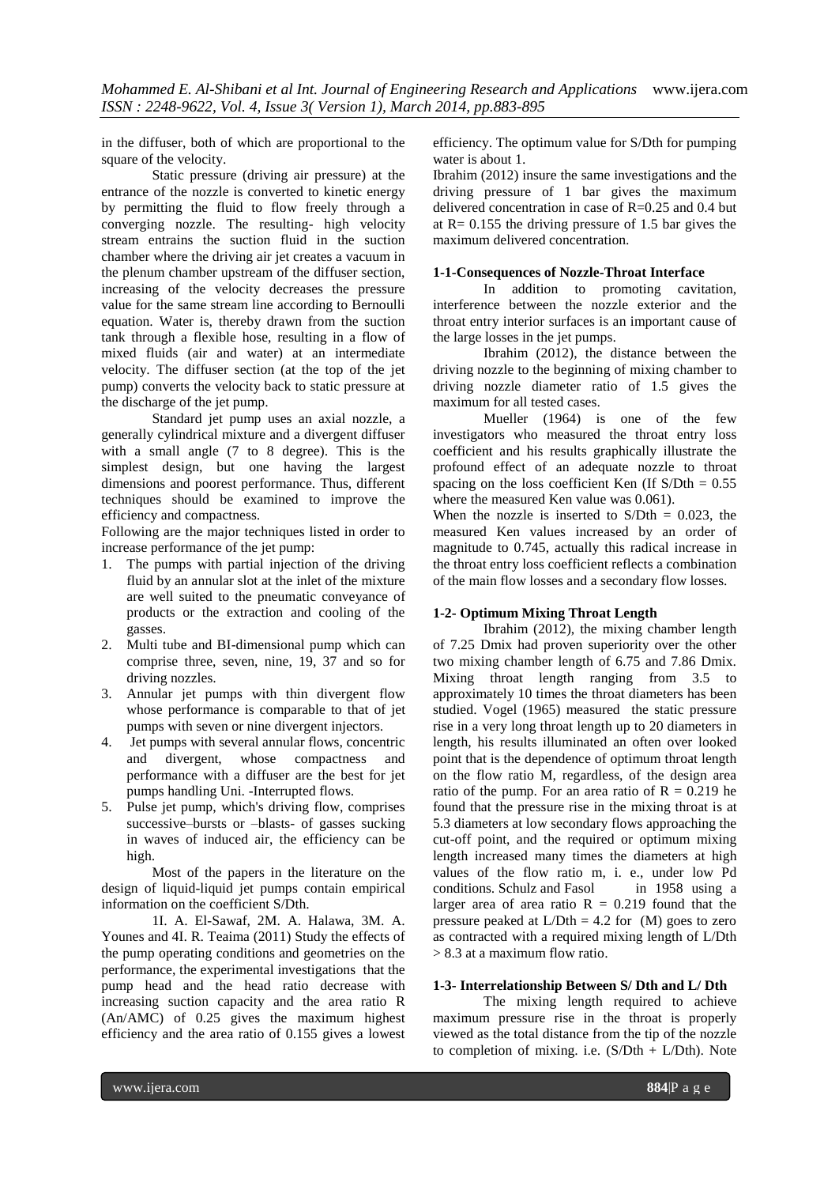in the diffuser, both of which are proportional to the square of the velocity.

Static pressure (driving air pressure) at the entrance of the nozzle is converted to kinetic energy by permitting the fluid to flow freely through a converging nozzle. The resulting- high velocity stream entrains the suction fluid in the suction chamber where the driving air jet creates a vacuum in the plenum chamber upstream of the diffuser section, increasing of the velocity decreases the pressure value for the same stream line according to Bernoulli equation. Water is, thereby drawn from the suction tank through a flexible hose, resulting in a flow of mixed fluids (air and water) at an intermediate velocity. The diffuser section (at the top of the jet pump) converts the velocity back to static pressure at the discharge of the jet pump.

Standard jet pump uses an axial nozzle, a generally cylindrical mixture and a divergent diffuser with a small angle (7 to 8 degree). This is the simplest design, but one having the largest dimensions and poorest performance. Thus, different techniques should be examined to improve the efficiency and compactness.

Following are the major techniques listed in order to increase performance of the jet pump:

1. The pumps with partial injection of the driving fluid by an annular slot at the inlet of the mixture are well suited to the pneumatic conveyance of products or the extraction and cooling of the gasses.
2. Multi tube and BI-dimensional pump which can comprise three, seven, nine, 19, 37 and so for driving nozzles.
3. Annular jet pumps with thin divergent flow whose performance is comparable to that of jet pumps with seven or nine divergent injectors.
4. Jet pumps with several annular flows, concentric and divergent, whose compactness and performance with a diffuser are the best for jet pumps handling Uni. -Interrupted flows.
5. Pulse jet pump, which's driving flow, comprises successive–bursts or –blasts- of gasses sucking in waves of induced air, the efficiency can be high.

Most of the papers in the literature on the design of liquid-liquid jet pumps contain empirical information on the coefficient S/Dth.

1I. A. El-Sawaf, 2M. A. Halawa, 3M. A. Younes and 4I. R. Teaima (2011) Study the effects of the pump operating conditions and geometries on the performance, the experimental investigations that the pump head and the head ratio decrease with increasing suction capacity and the area ratio R (An/AMC) of 0.25 gives the maximum highest efficiency and the area ratio of 0.155 gives a lowest efficiency. The optimum value for S/Dth for pumping water is about 1.

Ibrahim (2012) insure the same investigations and the driving pressure of 1 bar gives the maximum delivered concentration in case of R=0.25 and 0.4 but at R= 0.155 the driving pressure of 1.5 bar gives the maximum delivered concentration.

### 1-1-Consequences of Nozzle-Throat Interface

In addition to promoting cavitation, interference between the nozzle exterior and the throat entry interior surfaces is an important cause of the large losses in the jet pumps.

Ibrahim (2012), the distance between the driving nozzle to the beginning of mixing chamber to driving nozzle diameter ratio of 1.5 gives the maximum for all tested cases.

Mueller (1964) is one of the few investigators who measured the throat entry loss coefficient and his results graphically illustrate the profound effect of an adequate nozzle to throat spacing on the loss coefficient Ken (If S/Dth = 0.55 where the measured Ken value was 0.061).

When the nozzle is inserted to S/Dth = 0.023, the measured Ken values increased by an order of magnitude to 0.745, actually this radical increase in the throat entry loss coefficient reflects a combination of the main flow losses and a secondary flow losses.

### 1-2- Optimum Mixing Throat Length

Ibrahim (2012), the mixing chamber length of 7.25 Dmix had proven superiority over the other two mixing chamber length of 6.75 and 7.86 Dmix. Mixing throat length ranging from 3.5 to approximately 10 times the throat diameters has been studied. Vogel (1965) measured the static pressure rise in a very long throat length up to 20 diameters in length, his results illuminated an often over looked point that is the dependence of optimum throat length on the flow ratio M, regardless, of the design area ratio of the pump. For an area ratio of R = 0.219 he found that the pressure rise in the mixing throat is at 5.3 diameters at low secondary flows approaching the cut-off point, and the required or optimum mixing length increased many times the diameters at high values of the flow ratio m, i. e., under low Pd conditions. Schulz and Fasol in 1958 using a larger area of area ratio R = 0.219 found that the pressure peaked at L/Dth = 4.2 for (M) goes to zero as contracted with a required mixing length of L/Dth > 8.3 at a maximum flow ratio.

### 1-3- Interrelationship Between S/ Dth and L/ Dth

The mixing length required to achieve maximum pressure rise in the throat is properly viewed as the total distance from the tip of the nozzle to completion of mixing. i.e. (S/Dth + L/Dth). Note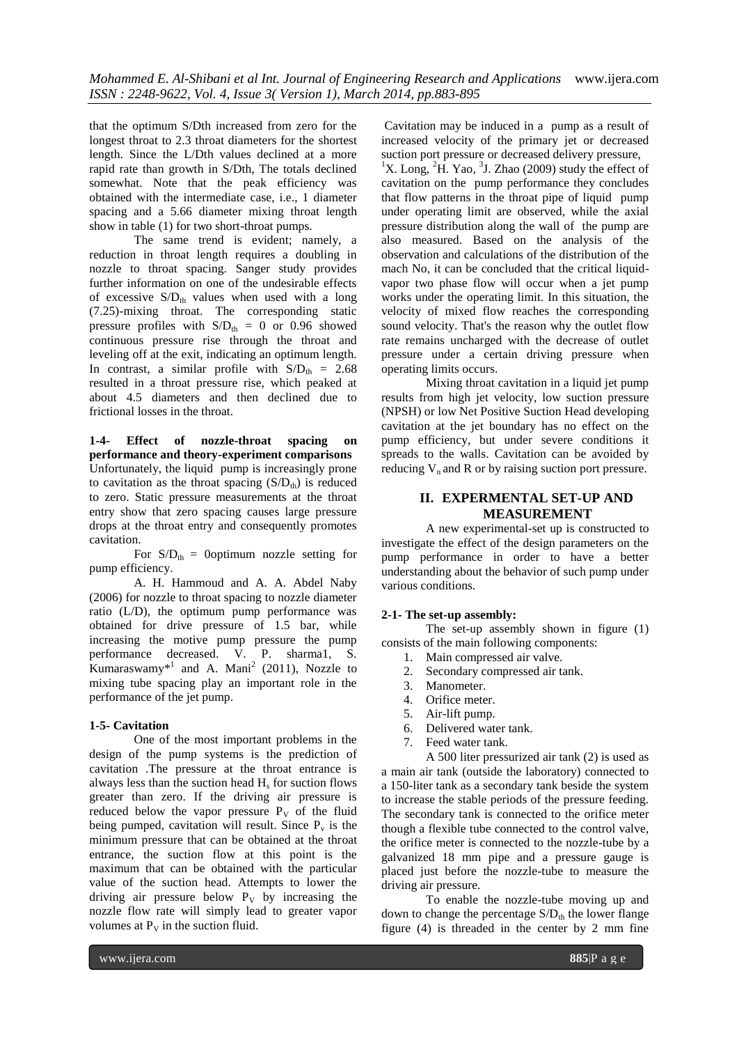that the optimum S/Dth increased from zero for the longest throat to 2.3 throat diameters for the shortest length. Since the L/Dth values declined at a more rapid rate than growth in S/Dth, The totals declined somewhat. Note that the peak efficiency was obtained with the intermediate case, i.e., 1 diameter spacing and a 5.66 diameter mixing throat length show in table (1) for two short-throat pumps.

The same trend is evident; namely, a reduction in throat length requires a doubling in nozzle to throat spacing. Sanger study provides further information on one of the undesirable effects of excessive $S/D_{th}$ values when used with a long (7.25)-mixing throat. The corresponding static pressure profiles with $S/D_{th} = 0$ or 0.96 showed continuous pressure rise through the throat and leveling off at the exit, indicating an optimum length. In contrast, a similar profile with $S/D_{th} = 2.68$ resulted in a throat pressure rise, which peaked at about 4.5 diameters and then declined due to frictional losses in the throat.

**1-4- Effect of nozzle-throat spacing on performance and theory-experiment comparisons**

Unfortunately, the liquid pump is increasingly prone to cavitation as the throat spacing $(S/D_{th})$ is reduced to zero. Static pressure measurements at the throat entry show that zero spacing causes large pressure drops at the throat entry and consequently promotes cavitation.

For $S/D_{th} = 0$optimum nozzle setting for pump efficiency.

A. H. Hammoud and A. A. Abdel Naby (2006) for nozzle to throat spacing to nozzle diameter ratio (L/D), the optimum pump performance was obtained for drive pressure of 1.5 bar, while increasing the motive pump pressure the pump performance decreased. V. P. sharma1, S. Kumaraswamy*[1] and A. Mani[2] (2011), Nozzle to mixing tube spacing play an important role in the performance of the jet pump.

**1-5- Cavitation**

One of the most important problems in the design of the pump systems is the prediction of cavitation .The pressure at the throat entrance is always less than the suction head $H_s$ for suction flows greater than zero. If the driving air pressure is reduced below the vapor pressure $P_V$ of the fluid being pumped, cavitation will result. Since $P_v$ is the minimum pressure that can be obtained at the throat entrance, the suction flow at this point is the maximum that can be obtained with the particular value of the suction head. Attempts to lower the driving air pressure below $P_V$ by increasing the nozzle flow rate will simply lead to greater vapor volumes at $P_V$ in the suction fluid.

Cavitation may be induced in a pump as a result of increased velocity of the primary jet or decreased suction port pressure or decreased delivery pressure, [1]X. Long, [2]H. Yao, [3]J. Zhao (2009) study the effect of cavitation on the pump performance they concludes that flow patterns in the throat pipe of liquid pump under operating limit are observed, while the axial pressure distribution along the wall of the pump are also measured. Based on the analysis of the observation and calculations of the distribution of the mach No, it can be concluded that the critical liquid-vapor two phase flow will occur when a jet pump works under the operating limit. In this situation, the velocity of mixed flow reaches the corresponding sound velocity. That's the reason why the outlet flow rate remains uncharged with the decrease of outlet pressure under a certain driving pressure when operating limits occurs.

Mixing throat cavitation in a liquid jet pump results from high jet velocity, low suction pressure (NPSH) or low Net Positive Suction Head developing cavitation at the jet boundary has no effect on the pump efficiency, but under severe conditions it spreads to the walls. Cavitation can be avoided by reducing $V_n$ and R or by raising suction port pressure.

## II. EXPERMENTAL SET-UP AND MEASUREMENT

A new experimental-set up is constructed to investigate the effect of the design parameters on the pump performance in order to have a better understanding about the behavior of such pump under various conditions.

**2-1- The set-up assembly:**

The set-up assembly shown in figure (1) consists of the main following components:

1. Main compressed air valve.
2. Secondary compressed air tank.
3. Manometer.
4. Orifice meter.
5. Air-lift pump.
6. Delivered water tank.
7. Feed water tank.

A 500 liter pressurized air tank (2) is used as a main air tank (outside the laboratory) connected to a 150-liter tank as a secondary tank beside the system to increase the stable periods of the pressure feeding. The secondary tank is connected to the orifice meter though a flexible tube connected to the control valve, the orifice meter is connected to the nozzle-tube by a galvanized 18 mm pipe and a pressure gauge is placed just before the nozzle-tube to measure the driving air pressure.

To enable the nozzle-tube moving up and down to change the percentage $S/D_{th}$ the lower flange figure (4) is threaded in the center by 2 mm fine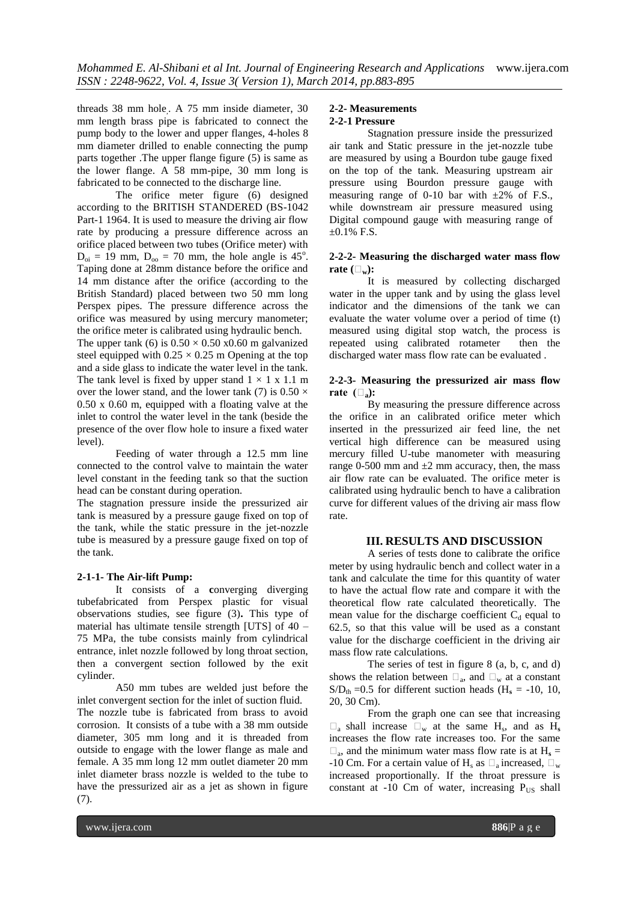threads 38 mm hole. A 75 mm inside diameter, 30 mm length brass pipe is fabricated to connect the pump body to the lower and upper flanges, 4-holes 8 mm diameter drilled to enable connecting the pump parts together .The upper flange figure (5) is same as the lower flange. A 58 mm-pipe, 30 mm long is fabricated to be connected to the discharge line.

The orifice meter figure (6) designed according to the BRITISH STANDERED (BS-1042 Part-1 1964. It is used to measure the driving air flow rate by producing a pressure difference across an orifice placed between two tubes (Orifice meter) with $D_{oi}$ = 19 mm, $D_{oo}$ = 70 mm, the hole angle is 45°. Taping done at 28mm distance before the orifice and 14 mm distance after the orifice (according to the British Standard) placed between two 50 mm long Perspex pipes. The pressure difference across the orifice was measured by using mercury manometer; the orifice meter is calibrated using hydraulic bench.

The upper tank (6) is 0.50 × 0.50 x0.60 m galvanized steel equipped with 0.25 × 0.25 m Opening at the top and a side glass to indicate the water level in the tank. The tank level is fixed by upper stand 1 × 1 x 1.1 m over the lower stand, and the lower tank (7) is 0.50 × 0.50 x 0.60 m, equipped with a floating valve at the inlet to control the water level in the tank (beside the presence of the over flow hole to insure a fixed water level).

Feeding of water through a 12.5 mm line connected to the control valve to maintain the water level constant in the feeding tank so that the suction head can be constant during operation.

The stagnation pressure inside the pressurized air tank is measured by a pressure gauge fixed on top of the tank, while the static pressure in the jet-nozzle tube is measured by a pressure gauge fixed on top of the tank.

### 2-1-1- The Air-lift Pump:

It consists of a **c**onverging diverging tubefabricated from Perspex plastic for visual observations studies, see figure (3)**.** This type of material has ultimate tensile strength [UTS] of 40 – 75 MPa, the tube consists mainly from cylindrical entrance, inlet nozzle followed by long throat section, then a convergent section followed by the exit cylinder.

A50 mm tubes are welded just before the inlet convergent section for the inlet of suction fluid.

The nozzle tube is fabricated from brass to avoid corrosion. It consists of a tube with a 38 mm outside diameter, 305 mm long and it is threaded from outside to engage with the lower flange as male and female. A 35 mm long 12 mm outlet diameter 20 mm inlet diameter brass nozzle is welded to the tube to have the pressurized air as a jet as shown in figure (7).

### 2-2- Measurements

### 2-2-1 Pressure

Stagnation pressure inside the pressurized air tank and Static pressure in the jet-nozzle tube are measured by using a Bourdon tube gauge fixed on the top of the tank. Measuring upstream air pressure using Bourdon pressure gauge with measuring range of 0-10 bar with ±2% of F.S., while downstream air pressure measured using Digital compound gauge with measuring range of ±0.1% F.S.

### 2-2-2- Measuring the discharged water mass flow rate ($\dot{m}_w$):

It is measured by collecting discharged water in the upper tank and by using the glass level indicator and the dimensions of the tank we can evaluate the water volume over a period of time (t) measured using digital stop watch, the process is repeated using calibrated rotameter then the discharged water mass flow rate can be evaluated .

### 2-2-3- Measuring the pressurized air mass flow rate ($\dot{m}_a$):

By measuring the pressure difference across the orifice in an calibrated orifice meter which inserted in the pressurized air feed line, the net vertical high difference can be measured using mercury filled U-tube manometer with measuring range 0-500 mm and ±2 mm accuracy, then, the mass air flow rate can be evaluated. The orifice meter is calibrated using hydraulic bench to have a calibration curve for different values of the driving air mass flow rate.

## III. RESULTS AND DISCUSSION

A series of tests done to calibrate the orifice meter by using hydraulic bench and collect water in a tank and calculate the time for this quantity of water to have the actual flow rate and compare it with the theoretical flow rate calculated theoretically. The mean value for the discharge coefficient $C_d$ equal to 62.5, so that this value will be used as a constant value for the discharge coefficient in the driving air mass flow rate calculations.

The series of test in figure 8 (a, b, c, and d) shows the relation between $\dot{m}_a$, and $\dot{m}_w$ at a constant $S/D_{th}$ =0.5 for different suction heads ($H_s$ = -10, 10, 20, 30 Cm).

From the graph one can see that increasing $\dot{m}_a$ shall increase $\dot{m}_w$ at the same $H_s$, and as $H_s$ increases the flow rate increases too. For the same $\dot{m}_a$, and the minimum water mass flow rate is at $H_s$ = -10 Cm. For a certain value of $H_s$ as $\dot{m}_a$ increased, $\dot{m}_w$ increased proportionally. If the throat pressure is constant at -10 Cm of water, increasing $P_{US}$ shall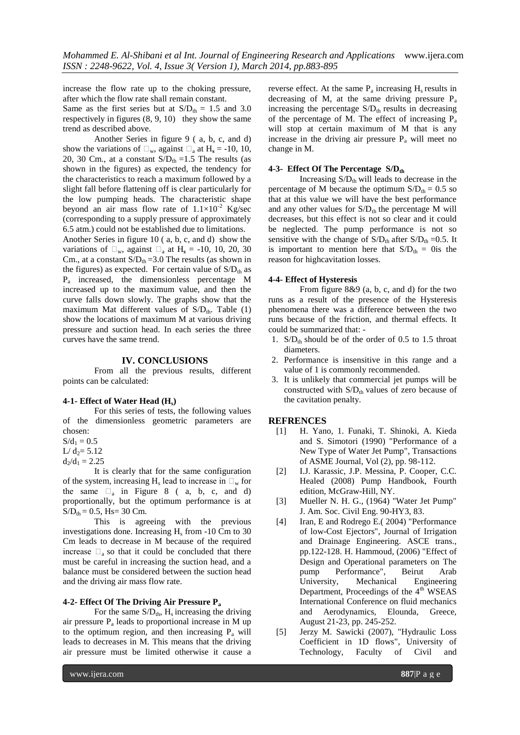increase the flow rate up to the choking pressure, after which the flow rate shall remain constant.

Same as the first series but at $S/D_{th}$ = 1.5 and 3.0 respectively in figures (8, 9, 10) they show the same trend as described above.

Another Series in figure 9 ( a, b, c, and d) show the variations of $\square_w$, against $\square_a$ at $H_s$ = -10, 10, 20, 30 Cm., at a constant $S/D_{th}$ =1.5 The results (as shown in the figures) as expected, the tendency for the characteristics to reach a maximum followed by a slight fall before flattening off is clear particularly for the low pumping heads. The characteristic shape beyond an air mass flow rate of $1.1\times10^{-2}$ Kg/sec (corresponding to a supply pressure of approximately 6.5 atm.) could not be established due to limitations.

Another Series in figure 10 ( a, b, c, and d) show the variations of $\square_w$, against $\square_a$ at $H_s$ = -10, 10, 20, 30 Cm., at a constant $S/D_{th}$ =3.0 The results (as shown in the figures) as expected. For certain value of $S/D_{th}$ as $P_a$ increased, the dimensionless percentage M increased up to the maximum value, and then the curve falls down slowly. The graphs show that the maximum Mat different values of $S/D_{th}$. Table (1) show the locations of maximum M at various driving pressure and suction head. In each series the three curves have the same trend.

## IV. CONCLUSIONS

From all the previous results, different points can be calculated:

### 4-1- Effect of Water Head ($H_s$)

For this series of tests, the following values of the dimensionless geometric parameters are chosen:

$S/d_1$ = 0.5

$L/d_2$= 5.12

$d_2/d_1$ = 2.25

It is clearly that for the same configuration of the system, increasing $H_s$ lead to increase in $\square_w$ for the same $\square_a$ in Figure 8 ( a, b, c, and d) proportionally, but the optimum performance is at $S/D_{th}$ = 0.5, Hs= 30 Cm.

This is agreeing with the previous investigations done. Increasing $H_s$ from -10 Cm to 30 Cm leads to decrease in M because of the required increase $\square_a$ so that it could be concluded that there must be careful in increasing the suction head, and a balance must be considered between the suction head and the driving air mass flow rate.

### 4-2- Effect Of The Driving Air Pressure $P_a$

For the same $S/D_{th}$, $H_s$ increasing the driving air pressure $P_a$ leads to proportional increase in M up to the optimum region, and then increasing $P_a$ will leads to decreases in M. This means that the driving air pressure must be limited otherwise it cause a reverse effect. At the same $P_a$ increasing $H_s$ results in decreasing of M, at the same driving pressure $P_a$ increasing the percentage $S/D_{th}$ results in decreasing of the percentage of M. The effect of increasing $P_a$ will stop at certain maximum of M that is any increase in the driving air pressure $P_a$ will meet no change in M.

### 4-3- Effect Of The Percentage $S/D_{th}$

Increasing $S/D_{th}$ will leads to decrease in the percentage of M because the optimum $S/D_{th}$ = 0.5 so that at this value we will have the best performance and any other values for $S/D_{th}$ the percentage M will decreases, but this effect is not so clear and it could be neglected. The pump performance is not so sensitive with the change of $S/D_{th}$ after $S/D_{th}$ =0.5. It is important to mention here that $S/D_{th}$ = 0is the reason for highcavitation losses.

### 4-4- Effect of Hysteresis

From figure 8&9 (a, b, c, and d) for the two runs as a result of the presence of the Hysteresis phenomena there was a difference between the two runs because of the friction, and thermal effects. It could be summarized that: -

1. $S/D_{th}$ should be of the order of 0.5 to 1.5 throat diameters.
2. Performance is insensitive in this range and a value of 1 is commonly recommended.
3. It is unlikely that commercial jet pumps will be constructed with $S/D_{th}$ values of zero because of the cavitation penalty.

## REFRENCES

[1] H. Yano, 1. Funaki, T. Shinoki, A. Kieda and S. Simotori (1990) "Performance of a New Type of Water Jet Pump", Transactions of ASME Journal, Vol (2), pp. 98-112.

[2] I.J. Karassic, J.P. Messina, P. Cooper, C.C. Healed (2008) Pump Handbook, Fourth edition, McGraw-Hill, NY.

[3] Mueller N. H. G., (1964) "Water Jet Pump" J. Am. Soc. Civil Eng. 90-HY3, 83.

[4] Iran, E and Rodrego E.( 2004) "Performance of low-Cost Ejectors", Journal of Irrigation and Drainage Engineering. ASCE trans., pp.122-128. H. Hammoud, (2006) "Effect of Design and Operational parameters on The pump Performance", Beirut Arab University, Mechanical Engineering Department, Proceedings of the 4th WSEAS International Conference on fluid mechanics and Aerodynamics, Elounda, Greece, August 21-23, pp. 245-252.

[5] Jerzy M. Sawicki (2007), "Hydraulic Loss Coefficient in 1D flows", University of Technology, Faculty of Civil and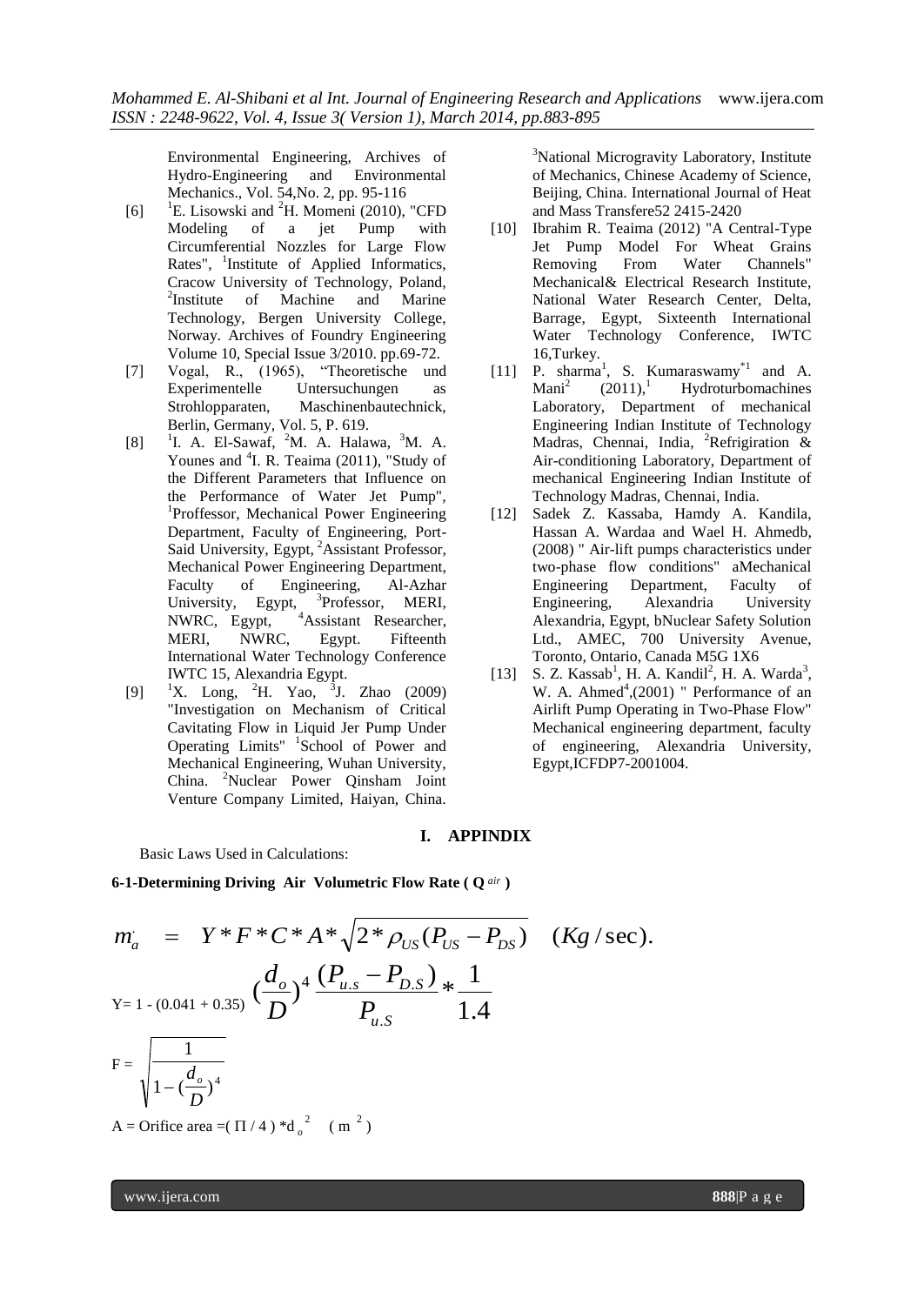Environmental Engineering, Archives of Hydro-Engineering and Environmental Mechanics., Vol. 54,No. 2, pp. 95-116

[6] [1]E. Lisowski and [2]H. Momeni (2010), "CFD Modeling of a jet Pump with Circumferential Nozzles for Large Flow Rates", [1]Institute of Applied Informatics, Cracow University of Technology, Poland, [2]Institute of Machine and Marine Technology, Bergen University College, Norway. Archives of Foundry Engineering Volume 10, Special Issue 3/2010. pp.69-72.

[7] Vogal, R., (1965), "Theoretische und Experimentelle Untersuchungen as Strohlopparaten, Maschinenbautechnick, Berlin, Germany, Vol. 5, P. 619.

[8] [1]I. A. El-Sawaf, [2]M. A. Halawa, [3]M. A. Younes and [4]I. R. Teaima (2011), "Study of the Different Parameters that Influence on the Performance of Water Jet Pump", [1]Proffessor, Mechanical Power Engineering Department, Faculty of Engineering, Port-Said University, Egypt, [2]Assistant Professor, Mechanical Power Engineering Department, Faculty of Engineering, Al-Azhar University, Egypt, [3]Professor, MERI, NWRC, Egypt, [4]Assistant Researcher, MERI, NWRC, Egypt. Fifteenth International Water Technology Conference IWTC 15, Alexandria Egypt.

[9] [1]X. Long, [2]H. Yao, [3]J. Zhao (2009) "Investigation on Mechanism of Critical Cavitating Flow in Liquid Jer Pump Under Operating Limits" [1]School of Power and Mechanical Engineering, Wuhan University, China. [2]Nuclear Power Qinsham Joint Venture Company Limited, Haiyan, China. [3]National Microgravity Laboratory, Institute of Mechanics, Chinese Academy of Science, Beijing, China. International Journal of Heat and Mass Transfere52 2415-2420

[10] Ibrahim R. Teaima (2012) "A Central-Type Jet Pump Model For Wheat Grains Removing From Water Channels" Mechanical& Electrical Research Institute, National Water Research Center, Delta, Barrage, Egypt, Sixteenth International Water Technology Conference, IWTC 16,Turkey.

[11] P. sharma[1], S. Kumaraswamy[*1] and A. Mani[2] (2011),[1] Hydroturbomachines Laboratory, Department of mechanical Engineering Indian Institute of Technology Madras, Chennai, India, [2]Refrigiration & Air-conditioning Laboratory, Department of mechanical Engineering Indian Institute of Technology Madras, Chennai, India.

[12] Sadek Z. Kassaba, Hamdy A. Kandila, Hassan A. Wardaa and Wael H. Ahmedb, (2008) " Air-lift pumps characteristics under two-phase flow conditions" aMechanical Engineering Department, Faculty of Engineering, Alexandria University Alexandria, Egypt, bNuclear Safety Solution Ltd., AMEC, 700 University Avenue, Toronto, Ontario, Canada M5G 1X6

[13] S. Z. Kassab[1], H. A. Kandil[2], H. A. Warda[3], W. A. Ahmed[4],(2001) " Performance of an Airlift Pump Operating in Two-Phase Flow" Mechanical engineering department, faculty of engineering, Alexandria University, Egypt,ICFDP7-2001004.

# I. APPINDIX

Basic Laws Used in Calculations:

**6-1-Determining Driving Air Volumetric Flow Rate ( $Q_{air}$ )**

$$\dot{m_a} = Y * F * C * A * \sqrt{2 * \rho_{US}(P_{US} - P_{DS})} \quad (Kg/\text{sec}).$$

$$Y = 1 - (0.041 + 0.35)\left(\frac{d_o}{D}\right)^4 \frac{(P_{u.s} - P_{D.S})}{P_{u.S}} * \frac{1}{1.4}$$

$$F = \sqrt{\frac{1}{1 - (\frac{d_o}{D})^4}}$$

A = Orifice area $= (\Pi / 4) * d_o^2 \quad (m^2)$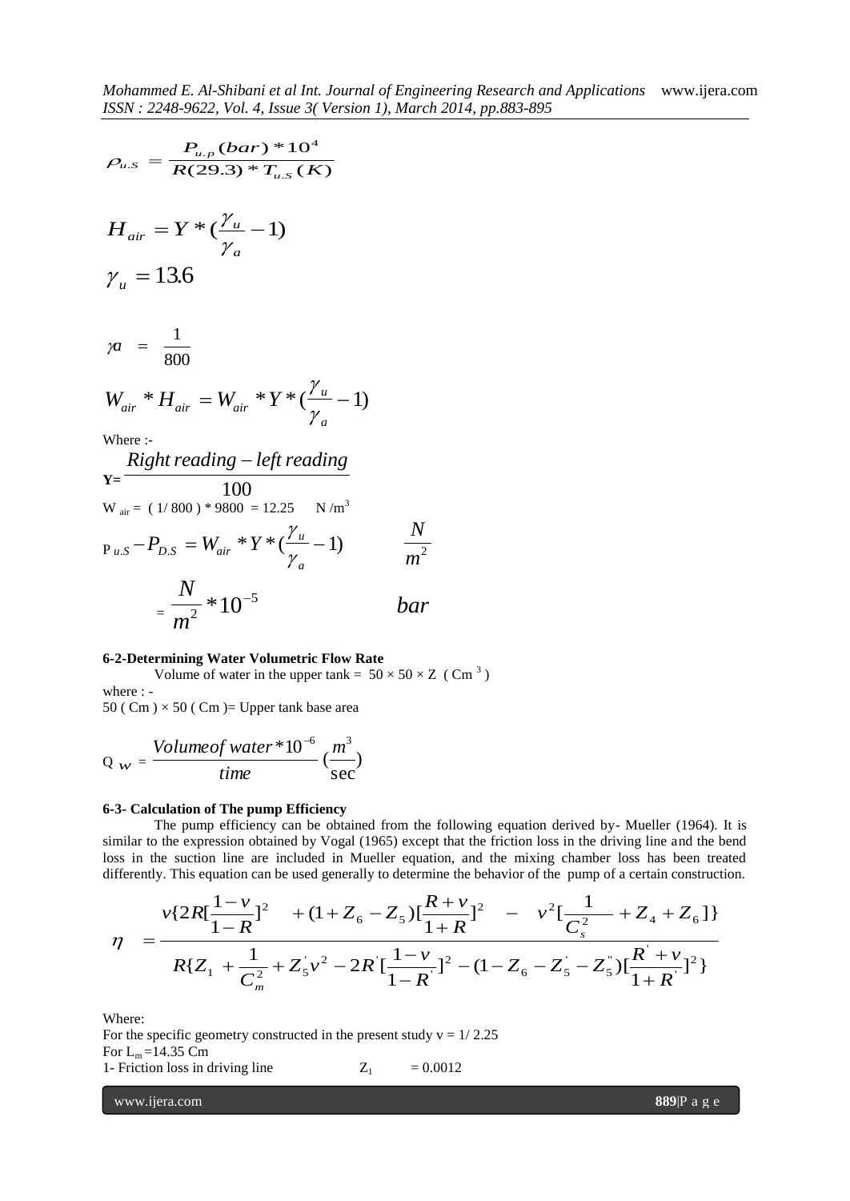$$\rho_{u.s} = \frac{P_{u.p}(bar) * 10^4}{R(29.3) * T_{u.s}(K)}$$

$$H_{air} = Y * (\frac{\gamma_u}{\gamma_a} - 1)$$

$$\gamma_u = 13.6$$

$$\gamma a = \frac{1}{800}$$

$$W_{air} * H_{air} = W_{air} * Y * (\frac{\gamma_u}{\gamma_a} - 1)$$

Where :-

$$Y = \frac{Right\, reading - left\, reading}{100}$$

$W_{air} = (1/800) * 9800 = 12.25 \quad N/m^3$

$$P_{u.S} - P_{D.S} = W_{air} * Y * (\frac{\gamma_u}{\gamma_a} - 1) \qquad \frac{N}{m^2}$$

$$= \frac{N}{m^2} * 10^{-5} \qquad bar$$

**6-2-Determining Water Volumetric Flow Rate**

Volume of water in the upper tank = $50 \times 50 \times Z$ ( $Cm^3$ )

where : -

50 ( Cm ) × 50 ( Cm )= Upper tank base area

$$Q_w = \frac{Volume of\, water * 10^{-6}}{time} (\frac{m^3}{\sec})$$

**6-3- Calculation of The pump Efficiency**

The pump efficiency can be obtained from the following equation derived by- Mueller (1964). It is similar to the expression obtained by Vogal (1965) except that the friction loss in the driving line and the bend loss in the suction line are included in Mueller equation, and the mixing chamber loss has been treated differently. This equation can be used generally to determine the behavior of the pump of a certain construction.

$$\eta = \frac{v\{2R[\frac{1-v}{1-R}]^2 + (1+Z_6 - Z_5)[\frac{R+v}{1+R}]^2 - v^2[\frac{1}{C_s^2} + Z_4 + Z_6]\}}{R\{Z_1 + \frac{1}{C_m^2} + Z_5^{'} v^2 - 2R^{'}[\frac{1-v}{1-R^{'}}]^2 - (1 - Z_6 - Z_5^{'} - Z_5^{''})[\frac{R^{'}+v}{1+R^{'}}]^2\}}$$

Where:

For the specific geometry constructed in the present study $v = 1/2.25$

For $L_m$ =14.35 Cm

1- Friction loss in driving line $\qquad Z_1 = 0.0012$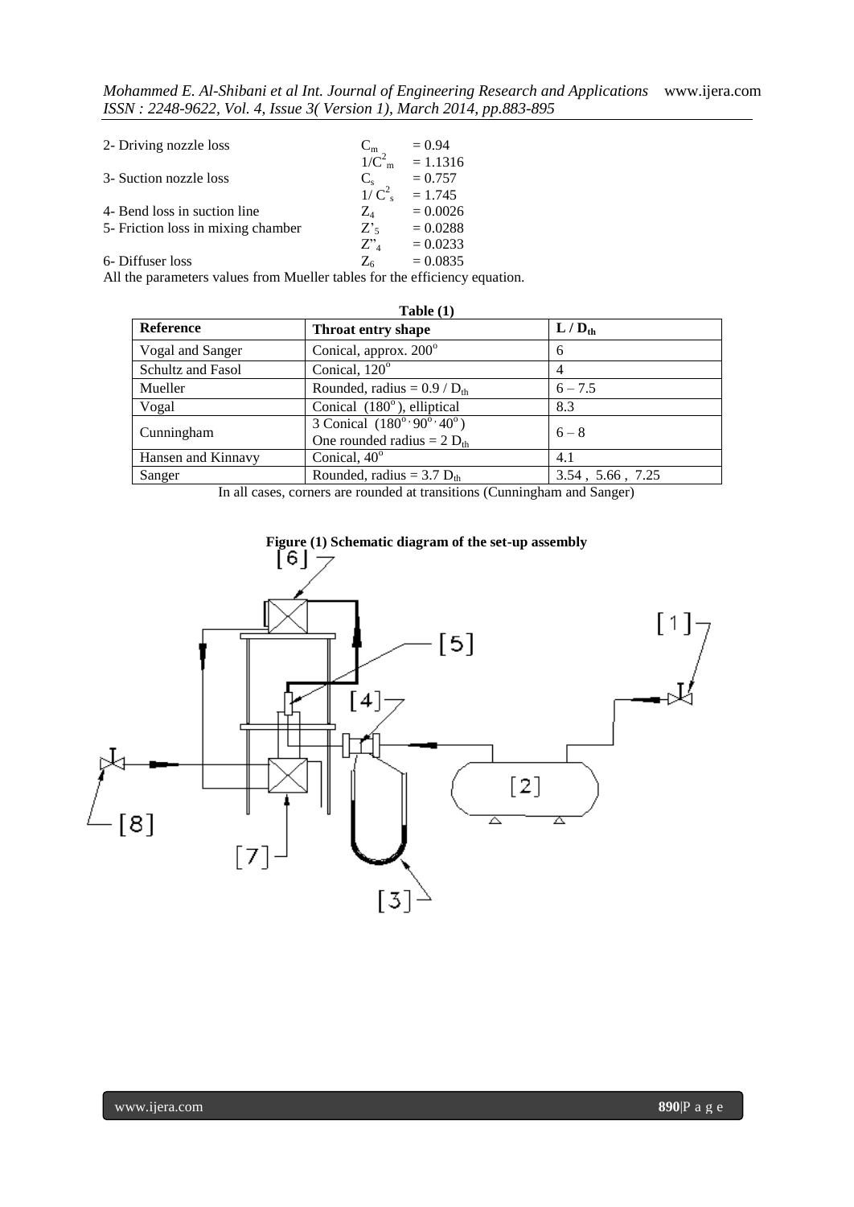2- Driving nozzle loss $C_m = 0.94$

$1/C^2_m = 1.1316$

3- Suction nozzle loss $C_s = 0.757$

$1/C^2_s = 1.745$

4- Bend loss in suction line $Z_4 = 0.0026$

5- Friction loss in mixing chamber $Z'_5 = 0.0288$

$Z''_4 = 0.0233$

6- Diffuser loss $Z_6 = 0.0835$

All the parameters values from Mueller tables for the efficiency equation.

**Table (1)**

| Reference | Throat entry shape | $L / D_{th}$ |
|---|---|---|
| Vogal and Sanger | Conical, approx. $200^o$ | 6 |
| Schultz and Fasol | Conical, $120^o$ | 4 |
| Mueller | Rounded, radius = $0.9 / D_{th}$ | 6 – 7.5 |
| Vogal | Conical ($180^o$), elliptical | 8.3 |
| Cunningham | 3 Conical ($180^o$, $90^o$, $40^o$) One rounded radius = 2 $D_{th}$ | 6 – 8 |
| Hansen and Kinnavy | Conical, $40^o$ | 4.1 |
| Sanger | Rounded, radius = 3.7 $D_{th}$ | 3.54 , 5.66 , 7.25 |

In all cases, corners are rounded at transitions (Cunningham and Sanger)

**Figure (1) Schematic diagram of the set-up assembly**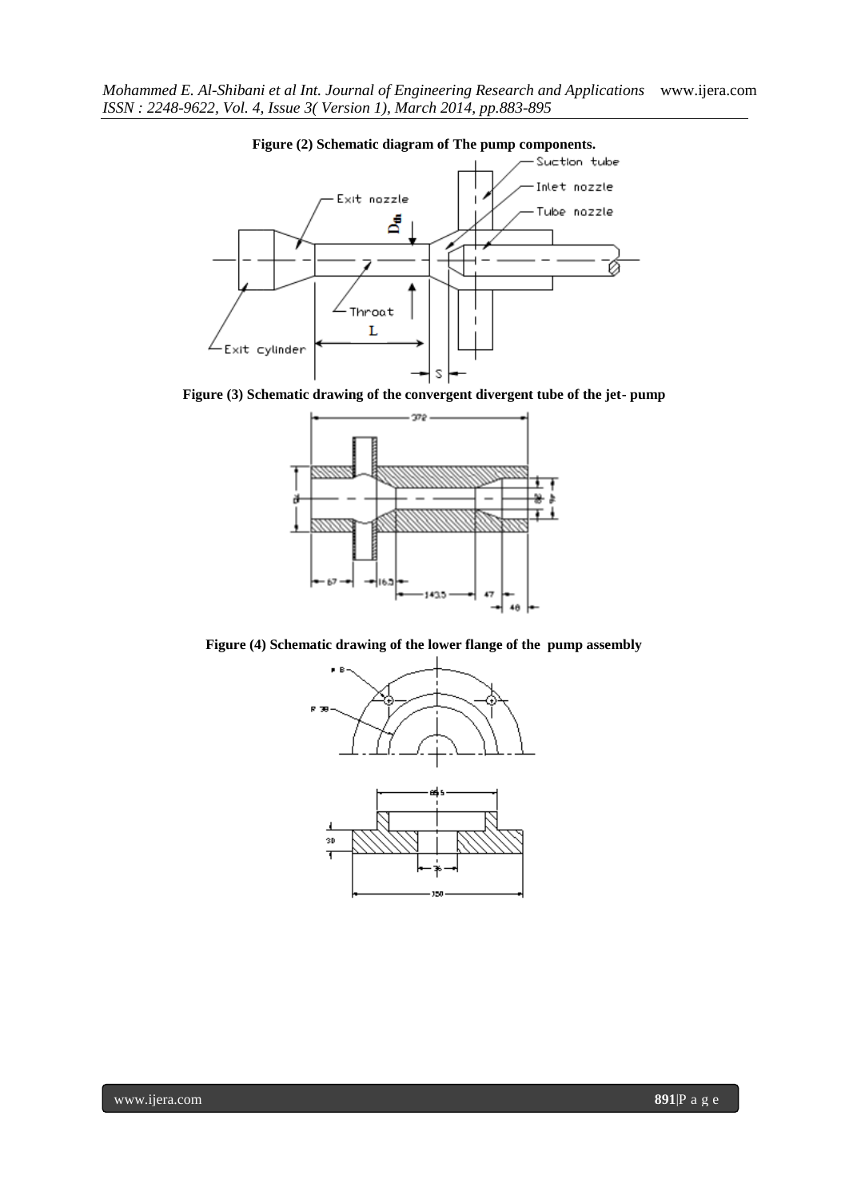**Figure (2) Schematic diagram of The pump components.**

**Figure (3) Schematic drawing of the convergent divergent tube of the jet- pump**

**Figure (4) Schematic drawing of the lower flange of the pump assembly**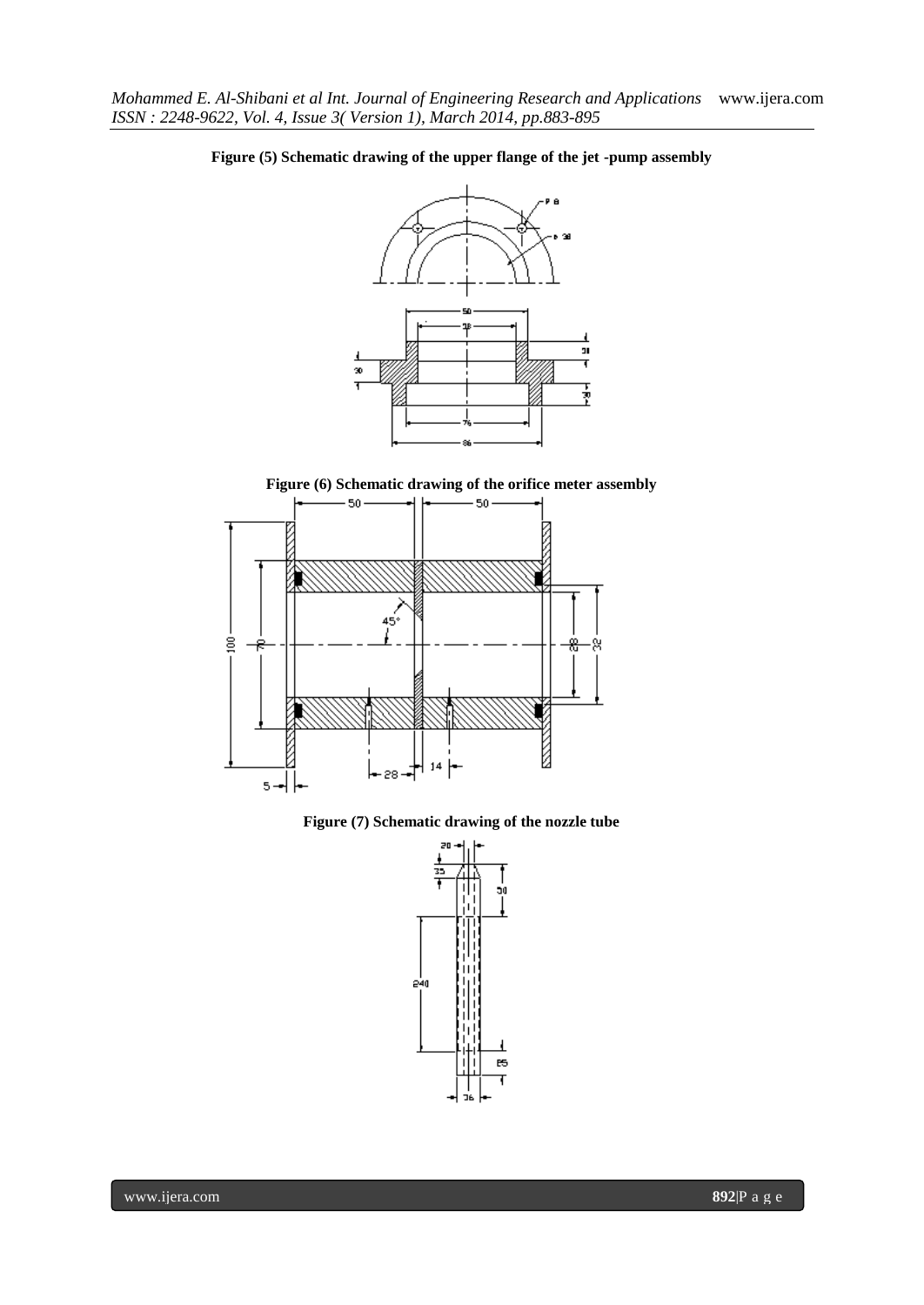**Figure (5) Schematic drawing of the upper flange of the jet -pump assembly**

**Figure (6) Schematic drawing of the orifice meter assembly**

**Figure (7) Schematic drawing of the nozzle tube**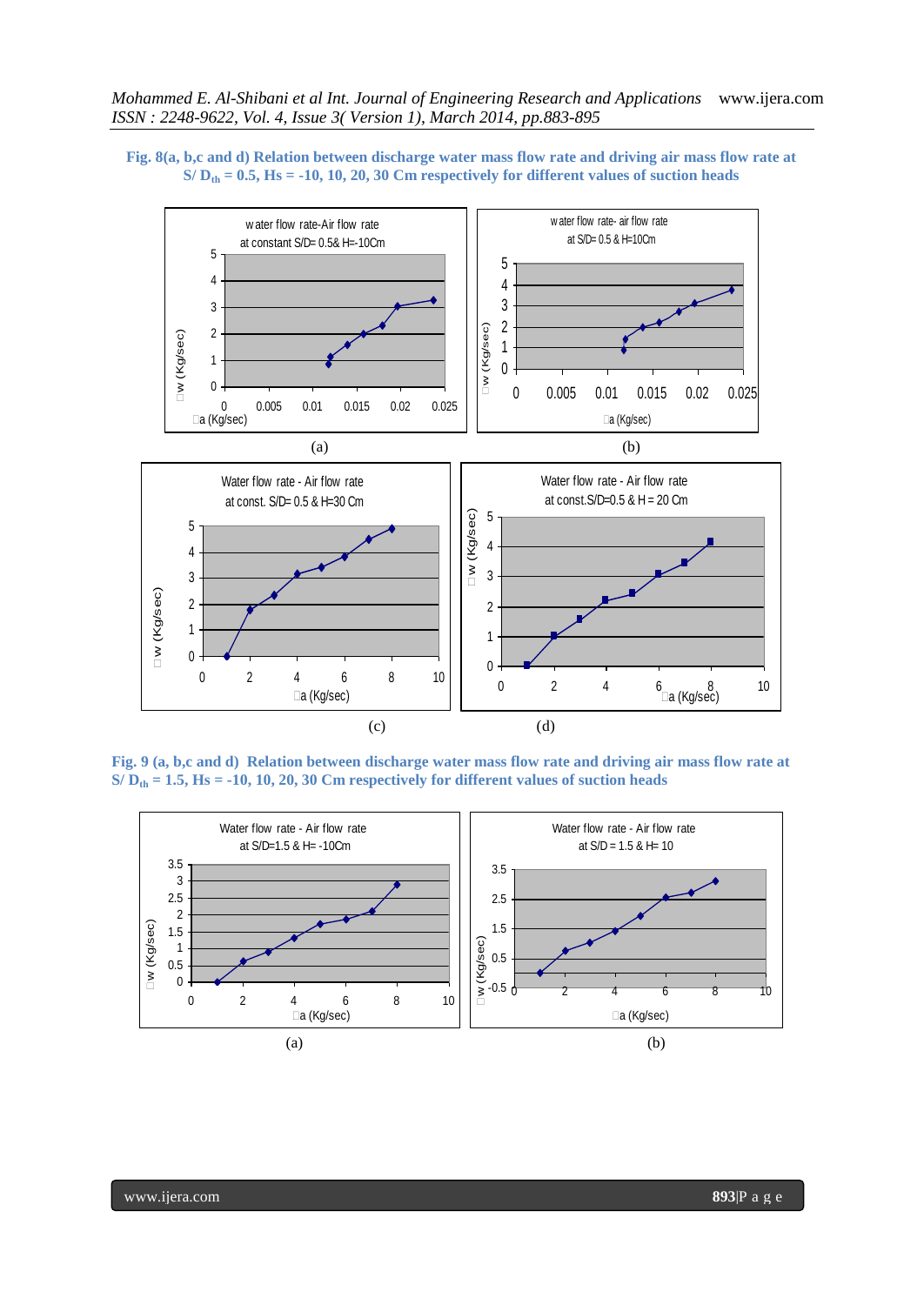**Fig. 8(a, b,c and d) Relation between discharge water mass flow rate and driving air mass flow rate at $S/D_{th}$ = 0.5, Hs = -10, 10, 20, 30 Cm respectively for different values of suction heads**

(a) (b)

(c) (d)

**Fig. 9 (a, b,c and d) Relation between discharge water mass flow rate and driving air mass flow rate at $S/D_{th}$ = 1.5, Hs = -10, 10, 20, 30 Cm respectively for different values of suction heads**

(a) (b)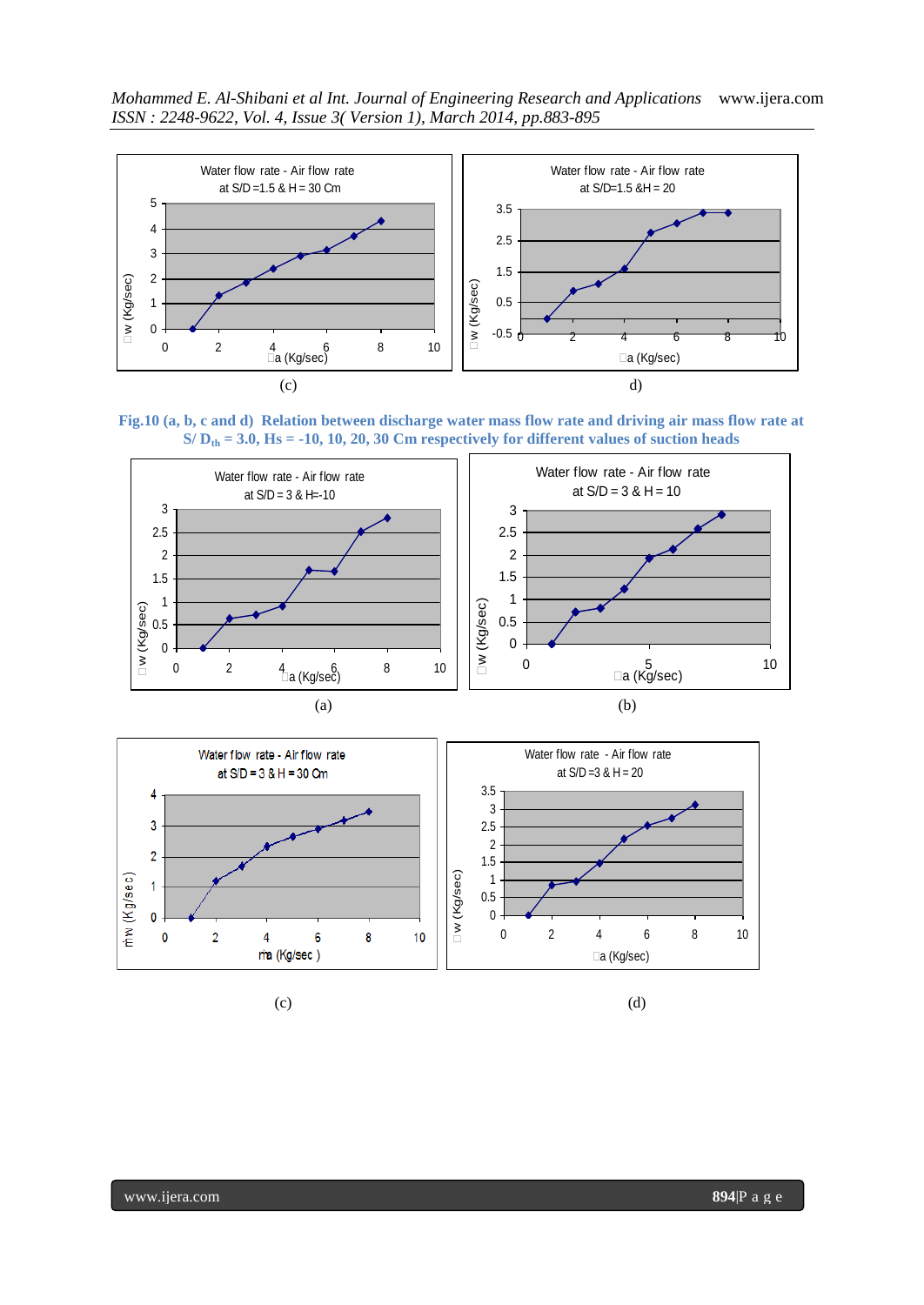(c)

d)

**Fig.10 (a, b, c and d) Relation between discharge water mass flow rate and driving air mass flow rate at $S/D_{th}$ = 3.0, Hs = -10, 10, 20, 30 Cm respectively for different values of suction heads**

(a)

(b)

(c)

(d)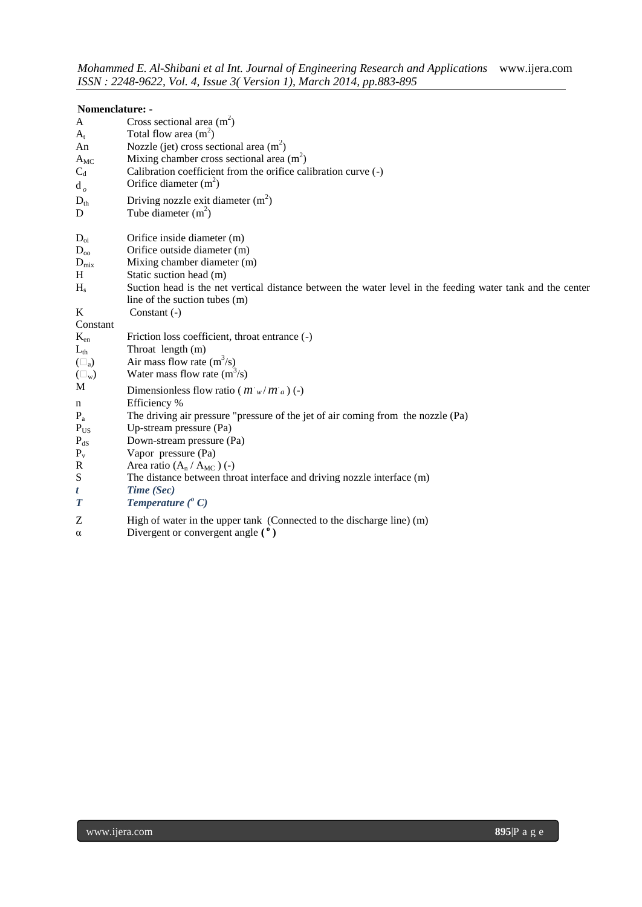**Nomenclature: -**

| | |
|---|---|
| $A$ | Cross sectional area ($m^2$) |
| $A_t$ | Total flow area ($m^2$) |
| $An$ | Nozzle (jet) cross sectional area ($m^2$) |
| $A_{MC}$ | Mixing chamber cross sectional area ($m^2$) |
| $C_d$ | Calibration coefficient from the orifice calibration curve (-) |
| $d_o$ | Orifice diameter ($m^2$) |
| $D_{th}$ | Driving nozzle exit diameter ($m^2$) |
| $D$ | Tube diameter ($m^2$) |
| $D_{oi}$ | Orifice inside diameter (m) |
| $D_{oo}$ | Orifice outside diameter (m) |
| $D_{mix}$ | Mixing chamber diameter (m) |
| $H$ | Static suction head (m) |
| $H_s$ | Suction head is the net vertical distance between the water level in the feeding water tank and the center line of the suction tubes (m) |
| K Constant | Constant (-) |
| $K_{en}$ | Friction loss coefficient, throat entrance (-) |
| $L_{th}$ | Throat length (m) |
| ($\dot{m}_a$) | Air mass flow rate ($m^3/s$) |
| ($\dot{m}_w$) | Water mass flow rate ($m^3/s$) |
| $M$ | Dimensionless flow ratio ( $\dot{m}_w / \dot{m}_a$ ) (-) |
| $n$ | Efficiency % |
| $P_a$ | The driving air pressure "pressure of the jet of air coming from the nozzle (Pa) |
| $P_{US}$ | Up-stream pressure (Pa) |
| $P_{dS}$ | Down-stream pressure (Pa) |
| $P_v$ | Vapor pressure (Pa) |
| $R$ | Area ratio ($A_n$ / $A_{MC}$ ) (-) |
| $S$ | The distance between throat interface and driving nozzle interface (m) |
| ***t*** | ***Time (Sec)*** |
| ***T*** | ***Temperature ($^o$ C)*** |
| $Z$ | High of water in the upper tank (Connected to the discharge line) (m) |
| $\alpha$ | Divergent or convergent angle **( $^o$ )** |